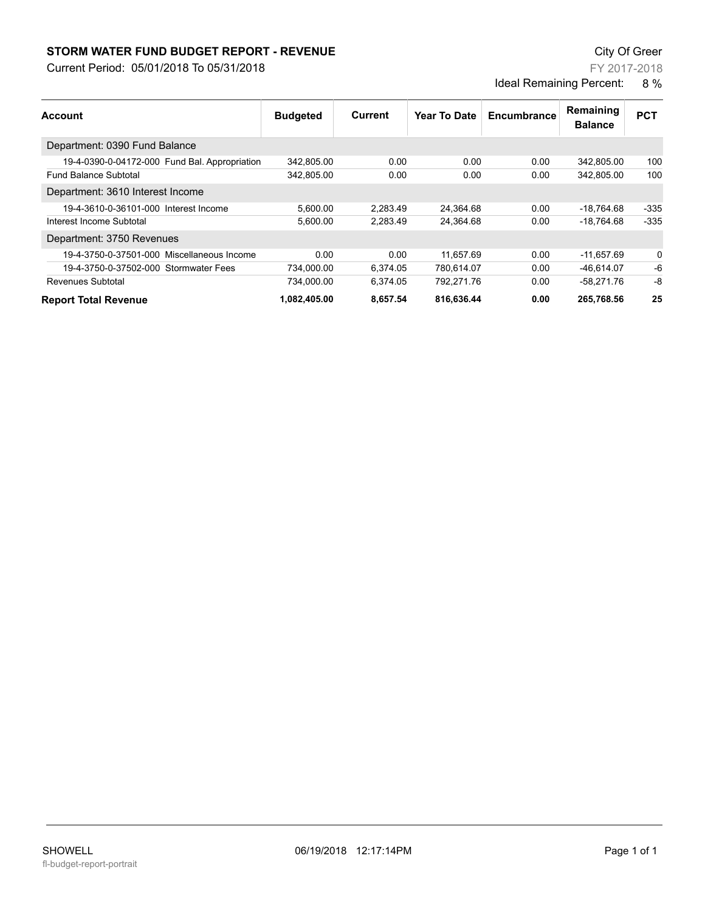**STORM WATER FUND BUDGET REPORT - REVENUE**

Current Period: 05/01/2018 To 05/31/2018

City Of Greer

FY 2017-2018

Ideal Remaining Percent: 8 %

| Account | Budgeted | Current | Year To Date | Encumbrance | Remaining Balance | PCT |
|---|---|---|---|---|---|---|
| Department: 0390 Fund Balance | | | | | | |
| 19-4-0390-0-04172-000 Fund Bal. Appropriation | 342,805.00 | 0.00 | 0.00 | 0.00 | 342,805.00 | 100 |
| Fund Balance Subtotal | 342,805.00 | 0.00 | 0.00 | 0.00 | 342,805.00 | 100 |
| Department: 3610 Interest Income | | | | | | |
| 19-4-3610-0-36101-000 Interest Income | 5,600.00 | 2,283.49 | 24,364.68 | 0.00 | -18,764.68 | -335 |
| Interest Income Subtotal | 5,600.00 | 2,283.49 | 24,364.68 | 0.00 | -18,764.68 | -335 |
| Department: 3750 Revenues | | | | | | |
| 19-4-3750-0-37501-000 Miscellaneous Income | 0.00 | 0.00 | 11,657.69 | 0.00 | -11,657.69 | 0 |
| 19-4-3750-0-37502-000 Stormwater Fees | 734,000.00 | 6,374.05 | 780,614.07 | 0.00 | -46,614.07 | -6 |
| Revenues Subtotal | 734,000.00 | 6,374.05 | 792,271.76 | 0.00 | -58,271.76 | -8 |
| **Report Total Revenue** | **1,082,405.00** | **8,657.54** | **816,636.44** | **0.00** | **265,768.56** | **25** |

SHOWELL

fl-budget-report-portrait

06/19/2018 12:17:14PM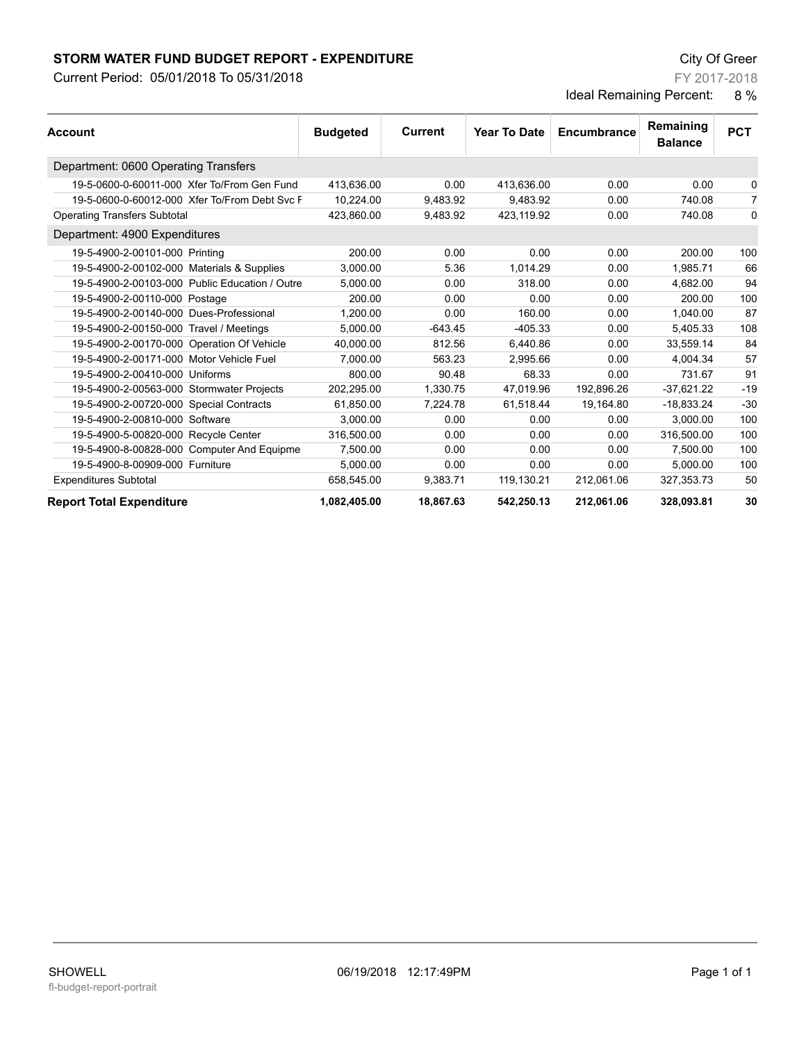**STORM WATER FUND BUDGET REPORT - EXPENDITURE**

City Of Greer

Current Period: 05/01/2018 To 05/31/2018

FY 2017-2018

Ideal Remaining Percent: 8 %

| Account | Budgeted | Current | Year To Date | Encumbrance | Remaining Balance | PCT |
|---|---|---|---|---|---|---|
| Department: 0600 Operating Transfers | | | | | | |
| 19-5-0600-0-60011-000 Xfer To/From Gen Fund | 413,636.00 | 0.00 | 413,636.00 | 0.00 | 0.00 | 0 |
| 19-5-0600-0-60012-000 Xfer To/From Debt Svc F | 10,224.00 | 9,483.92 | 9,483.92 | 0.00 | 740.08 | 7 |
| Operating Transfers Subtotal | 423,860.00 | 9,483.92 | 423,119.92 | 0.00 | 740.08 | 0 |
| Department: 4900 Expenditures | | | | | | |
| 19-5-4900-2-00101-000 Printing | 200.00 | 0.00 | 0.00 | 0.00 | 200.00 | 100 |
| 19-5-4900-2-00102-000 Materials & Supplies | 3,000.00 | 5.36 | 1,014.29 | 0.00 | 1,985.71 | 66 |
| 19-5-4900-2-00103-000 Public Education / Outre | 5,000.00 | 0.00 | 318.00 | 0.00 | 4,682.00 | 94 |
| 19-5-4900-2-00110-000 Postage | 200.00 | 0.00 | 0.00 | 0.00 | 200.00 | 100 |
| 19-5-4900-2-00140-000 Dues-Professional | 1,200.00 | 0.00 | 160.00 | 0.00 | 1,040.00 | 87 |
| 19-5-4900-2-00150-000 Travel / Meetings | 5,000.00 | -643.45 | -405.33 | 0.00 | 5,405.33 | 108 |
| 19-5-4900-2-00170-000 Operation Of Vehicle | 40,000.00 | 812.56 | 6,440.86 | 0.00 | 33,559.14 | 84 |
| 19-5-4900-2-00171-000 Motor Vehicle Fuel | 7,000.00 | 563.23 | 2,995.66 | 0.00 | 4,004.34 | 57 |
| 19-5-4900-2-00410-000 Uniforms | 800.00 | 90.48 | 68.33 | 0.00 | 731.67 | 91 |
| 19-5-4900-2-00563-000 Stormwater Projects | 202,295.00 | 1,330.75 | 47,019.96 | 192,896.26 | -37,621.22 | -19 |
| 19-5-4900-2-00720-000 Special Contracts | 61,850.00 | 7,224.78 | 61,518.44 | 19,164.80 | -18,833.24 | -30 |
| 19-5-4900-2-00810-000 Software | 3,000.00 | 0.00 | 0.00 | 0.00 | 3,000.00 | 100 |
| 19-5-4900-5-00820-000 Recycle Center | 316,500.00 | 0.00 | 0.00 | 0.00 | 316,500.00 | 100 |
| 19-5-4900-8-00828-000 Computer And Equipme | 7,500.00 | 0.00 | 0.00 | 0.00 | 7,500.00 | 100 |
| 19-5-4900-8-00909-000 Furniture | 5,000.00 | 0.00 | 0.00 | 0.00 | 5,000.00 | 100 |
| Expenditures Subtotal | 658,545.00 | 9,383.71 | 119,130.21 | 212,061.06 | 327,353.73 | 50 |
| **Report Total Expenditure** | **1,082,405.00** | **18,867.63** | **542,250.13** | **212,061.06** | **328,093.81** | **30** |

SHOWELL 06/19/2018 12:17:49PM

fl-budget-report-portrait